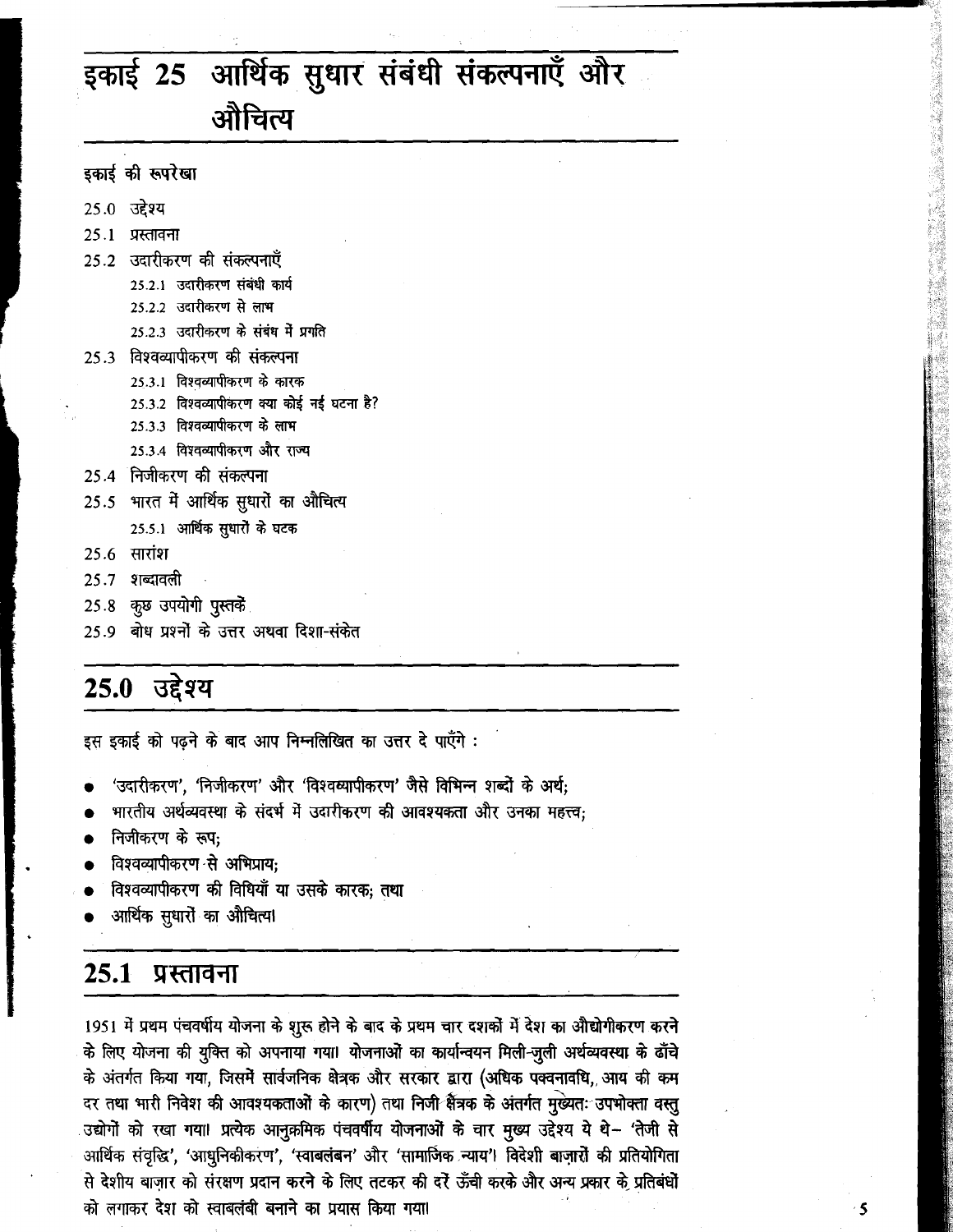# इकाई 25 आर्थिक सुधार संबंधी संकल्पनाएँ और औचित्य

**इकाई की रूपरेखा**

- 25.0 उद्देश्य
- 25.1 प्रस्तावना
- 25.2 उदारीकरण की संकल्पनाएँ
  - 25.2.1 उदारीकरण संबंधी कार्य
  - 25.2.2 उदारीकरण से लाभ
  - 25.2.3 उदारीकरण के संबंध में प्रगति
- 25.3 विश्वव्यापीकरण की संकल्पना
  - 25.3.1 विश्वव्यापीकरण के कारक
  - 25.3.2 विश्वव्यापीकरण क्या कोई नई घटना है?
  - 25.3.3 विश्वव्यापीकरण के लाभ
  - 25.3.4 विश्वव्यापीकरण और राज्य
- 25.4 निजीकरण की संकल्पना
- 25.5 भारत में आर्थिक सुधारों का औचित्य
  - 25.5.1 आर्थिक सुधारों के घटक
- 25.6 सारांश
- 25.7 शब्दावली
- 25.8 कुछ उपयोगी पुस्तकें
- 25.9 बोध प्रश्नों के उत्तर अथवा दिशा-संकेत

## 25.0 उद्देश्य

इस इकाई को पढ़ने के बाद आप निम्नलिखित का उत्तर दे पाएँगे :

- 'उदारीकरण', 'निजीकरण' और 'विश्वव्यापीकरण' जैसे विभिन्न शब्दों के अर्थ;
- भारतीय अर्थव्यवस्था के संदर्भ में उदारीकरण की आवश्यकता और उनका महत्त्व;
- निजीकरण के रूप;
- विश्वव्यापीकरण से अभिप्राय;
- विश्वव्यापीकरण की विधियाँ या उसके कारक; तथा
- आर्थिक सुधारों का औचित्य।

## 25.1 प्रस्तावना

1951 में प्रथम पंचवर्षीय योजना के शुरू होने के बाद के प्रथम चार दशकों में देश का औद्योगीकरण करने के लिए योजना की युक्ति को अपनाया गया। योजनाओं का कार्यान्वयन मिली-जुली अर्थव्यवस्था के ढाँचे के अंतर्गत किया गया, जिसमें सार्वजनिक क्षेत्रक और सरकार द्वारा (अधिक पक्वनावधि, आय की कम दर तथा भारी निवेश की आवश्यकताओं के कारण) तथा निजी क्षेत्रक के अंतर्गत मुख्यतः उपभोक्ता वस्तु उद्योगों को रखा गया। प्रत्येक आनुक्रमिक पंचवर्षीय योजनाओं के चार मुख्य उद्देश्य ये थे– 'तेजी से आर्थिक संवृद्धि', 'आधुनिकीकरण', 'स्वावलंबन' और 'सामाजिक न्याय'। विदेशी बाज़ारों की प्रतियोगिता से देशीय बाज़ार को संरक्षण प्रदान करने के लिए तटकर की दरें ऊँची करके और अन्य प्रकार के प्रतिबंधों को लगाकर देश को स्वावलंबी बनाने का प्रयास किया गया।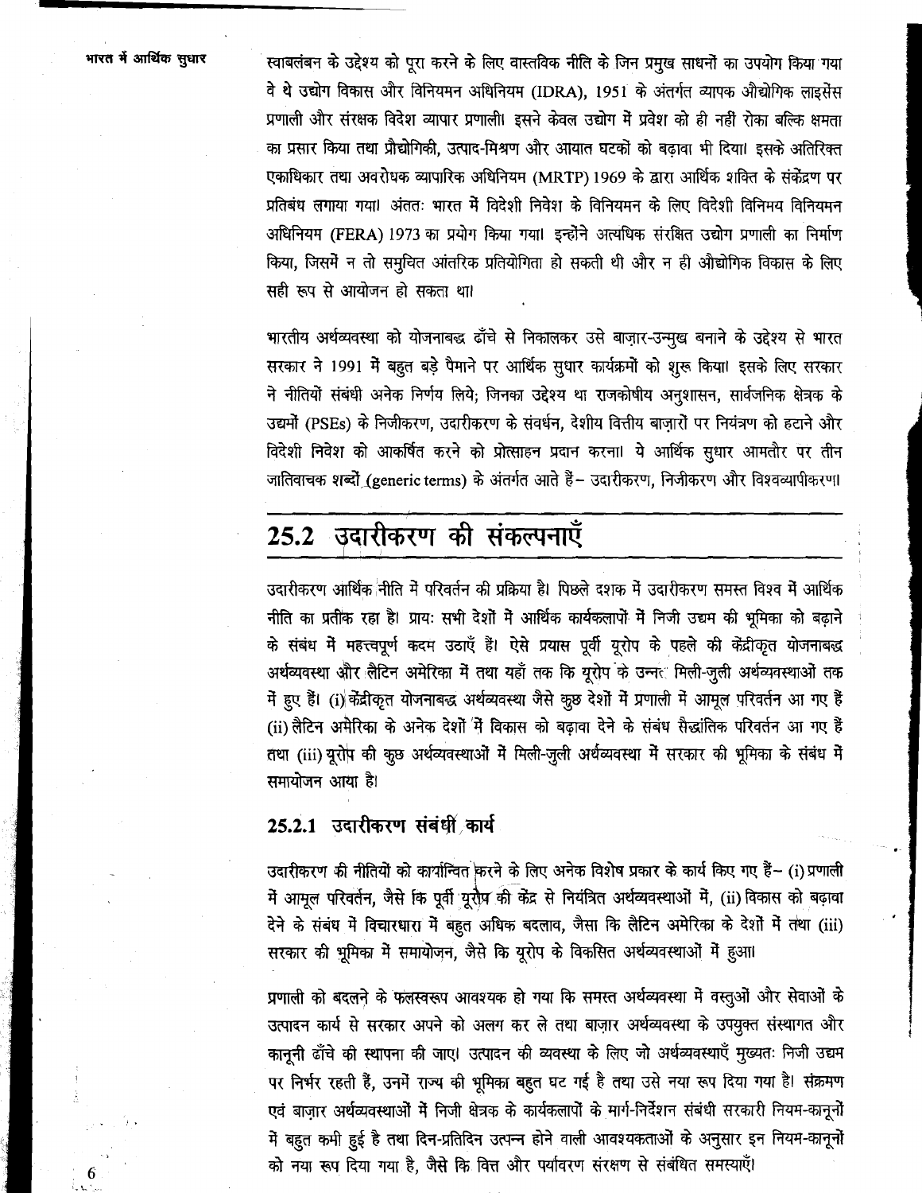स्वाबलंबन के उद्देश्य को पूरा करने के लिए वास्तविक नीति के जिन प्रमुख साधनों का उपयोग किया गया वे थे उद्योग विकास और विनियमन अधिनियम (IDRA), 1951 के अंतर्गत व्यापक औद्योगिक लाइसेंस प्रणाली और संरक्षक विदेश व्यापार प्रणाली। इसने केवल उद्योग में प्रवेश को ही नहीं रोका बल्कि क्षमता का प्रसार किया तथा प्रौद्योगिकी, उत्पाद-मिश्रण और आयात घटकों को बढ़ावा भी दिया। इसके अतिरिक्त एकाधिकार तथा अवरोधक व्यापारिक अधिनियम (MRTP) 1969 के द्वारा आर्थिक शक्ति के संकेंद्रण पर प्रतिबंध लगाया गया। अंततः भारत में विदेशी निवेश के विनियमन के लिए विदेशी विनिमय विनियमन अधिनियम (FERA) 1973 का प्रयोग किया गया। इन्होंने अत्यधिक संरक्षित उद्योग प्रणाली का निर्माण किया, जिसमें न तो समुचित आंतरिक प्रतियोगिता हो सकती थी और न ही औद्योगिक विकास के लिए सही रूप से आयोजन हो सकता था।

भारतीय अर्थव्यवस्था को योजनाबद्ध ढाँचे से निकालकर उसे बाज़ार-उन्मुख बनाने के उद्देश्य से भारत सरकार ने 1991 में बहुत बड़े पैमाने पर आर्थिक सुधार कार्यक्रमों को शुरू किया। इसके लिए सरकार ने नीतियों संबंधी अनेक निर्णय लिये; जिनका उद्देश्य था राजकोषीय अनुशासन, सार्वजनिक क्षेत्रक के उद्यमों (PSEs) के निजीकरण, उदारीकरण के संवर्धन, देशीय वित्तीय बाज़ारों पर नियंत्रण को हटाने और विदेशी निवेश को आकर्षित करने को प्रोत्साहन प्रदान करना। ये आर्थिक सुधार आमतौर पर तीन जातिवाचक शब्दों (generic terms) के अंतर्गत आते हैं– उदारीकरण, निजीकरण और विश्वव्यापीकरण।

## 25.2 उदारीकरण की संकल्पनाएँ

उदारीकरण आर्थिक नीति में परिवर्तन की प्रक्रिया है। पिछले दशक में उदारीकरण समस्त विश्व में आर्थिक नीति का प्रतीक रहा है। प्रायः सभी देशों में आर्थिक कार्यकलापों में निजी उद्यम की भूमिका को बढ़ाने के संबंध में महत्त्वपूर्ण कदम उठाएँ हैं। ऐसे प्रयास पूर्वी यूरोप के पहले की केंद्रीकृत योजनाबद्ध अर्थव्यवस्था और लैटिन अमेरिका में तथा यहाँ तक कि यूरोप के उन्नत मिली-जुली अर्थव्यवस्थाओं तक में हुए हैं। (i) केंद्रीकृत योजनाबद्ध अर्थव्यवस्था जैसे कुछ देशों में प्रणाली में आमूल परिवर्तन आ गए हैं (ii) लैटिन अमेरिका के अनेक देशों में विकास को बढ़ावा देने के संबंध सैद्धांतिक परिवर्तन आ गए हैं तथा (iii) यूरोप की कुछ अर्थव्यवस्थाओं में मिली-जुली अर्थव्यवस्था में सरकार की भूमिका के संबंध में समायोजन आया है।

### 25.2.1 उदारीकरण संबंधी कार्य

उदारीकरण की नीतियों को कार्यान्वित करने के लिए अनेक विशेष प्रकार के कार्य किए गए हैं– (i) प्रणाली में आमूल परिवर्तन, जैसे कि पूर्वी यूरोप की केंद्र से नियंत्रित अर्थव्यवस्थाओं में, (ii) विकास को बढ़ावा देने के संबंध में विचारधारा में बहुत अधिक बदलाव, जैसा कि लैटिन अमेरिका के देशों में तथा (iii) सरकार की भूमिका में समायोजन, जैसे कि यूरोप के विकसित अर्थव्यवस्थाओं में हुआ।

प्रणाली को बदलने के फलस्वरूप आवश्यक हो गया कि समस्त अर्थव्यवस्था में वस्तुओं और सेवाओं के उत्पादन कार्य से सरकार अपने को अलग कर ले तथा बाज़ार अर्थव्यवस्था के उपयुक्त संस्थागत और कानूनी ढाँचे की स्थापना की जाए। उत्पादन की व्यवस्था के लिए जो अर्थव्यवस्थाएँ मुख्यतः निजी उद्यम पर निर्भर रहती हैं, उनमें राज्य की भूमिका बहुत घट गई है तथा उसे नया रूप दिया गया है। संक्रमण एवं बाज़ार अर्थव्यवस्थाओं में निजी क्षेत्रक के कार्यकलापों के मार्ग-निर्देशन संबंधी सरकारी नियम-कानूनों में बहुत कमी हुई है तथा दिन-प्रतिदिन उत्पन्न होने वाली आवश्यकताओं के अनुसार इन नियम-कानूनों को नया रूप दिया गया है, जैसे कि वित्त और पर्यावरण संरक्षण से संबंधित समस्याएँ।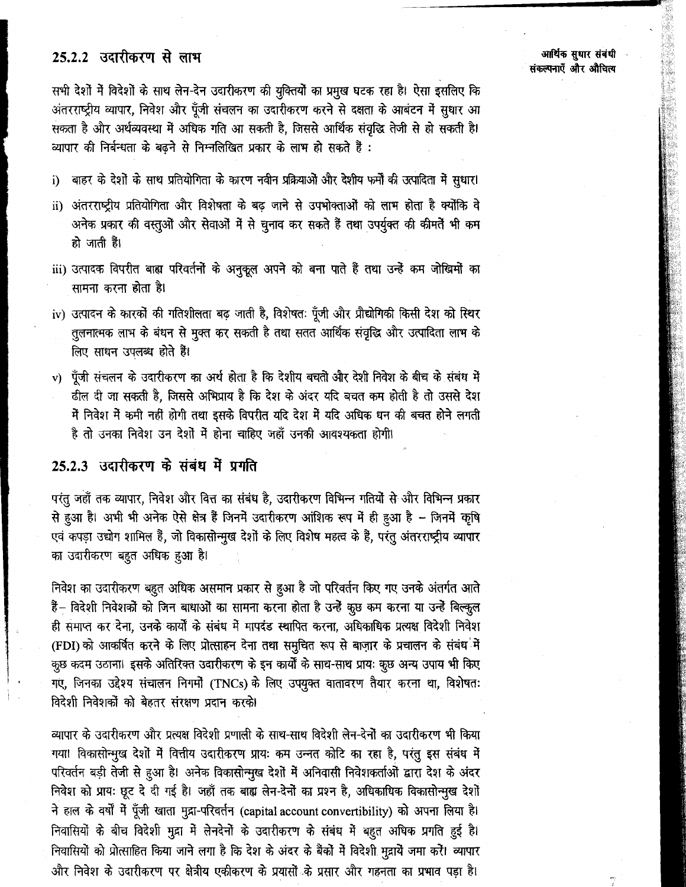## 25.2.2 उदारीकरण से लाभ

सभी देशों में विदेशों के साथ लेन-देन उदारीकरण की युक्तियों का प्रमुख घटक रहा है। ऐसा इसलिए कि अंतरराष्ट्रीय व्यापार, निवेश और पूँजी संचलन का उदारीकरण करने से दक्षता के आबंटन में सुधार आ सकता है और अर्थव्यवस्था में अधिक गति आ सकती है, जिससे आर्थिक संवृद्धि तेजी से हो सकती है। व्यापार की निर्बन्धता के बढ़ने से निम्नलिखित प्रकार के लाभ हो सकते हैं :

i) बाहर के देशों के साथ प्रतियोगिता के कारण नवीन प्रक्रियाओं और देशीय फर्मों की उत्पादिता में सुधार।

ii) अंतरराष्ट्रीय प्रतियोगिता और विशेषता के बढ़ जाने से उपभोक्ताओं को लाभ होता है क्योंकि वे अनेक प्रकार की वस्तुओं और सेवाओं में से चुनाव कर सकते हैं तथा उपर्युक्त की कीमतें भी कम हो जाती हैं।

iii) उत्पादक विपरीत बाह्य परिवर्तनों के अनुकूल अपने को बना पाते हैं तथा उन्हें कम जोखिमों का सामना करना होता है।

iv) उत्पादन के कारकों की गतिशीलता बढ़ जाती है, विशेषतः पूँजी और प्रौद्योगिकी किसी देश को स्थिर तुलनात्मक लाभ के बंधन से मुक्त कर सकती है तथा सतत आर्थिक संवृद्धि और उत्पादिता लाभ के लिए साधन उपलब्ध होते हैं।

v) पूँजी संचलन के उदारीकरण का अर्थ होता है कि देशीय बचतों और देशी निवेश के बीच के संबंध में ढील दी जा सकती है, जिससे अभिप्राय है कि देश के अंदर यदि बचत कम होती है तो उससे देश में निवेश में कमी नहीं होगी तथा इसके विपरीत यदि देश में यदि अधिक धन की बचत होने लगती है तो उनका निवेश उन देशों में होना चाहिए जहाँ उनकी आवश्यकता होगी।

## 25.2.3 उदारीकरण के संबंध में प्रगति

परंतु जहाँ तक व्यापार, निवेश और वित्त का संबंध है, उदारीकरण विभिन्न गतियों से और विभिन्न प्रकार से हुआ है। अभी भी अनेक ऐसे क्षेत्र हैं जिनमें उदारीकरण आंशिक रूप में ही हुआ है – जिनमें कृषि एवं कपड़ा उद्योग शामिल हैं, जो विकासोन्मुख देशों के लिए विशेष महत्व के हैं, परंतु अंतरराष्ट्रीय व्यापार का उदारीकरण बहुत अधिक हुआ है।

निवेश का उदारीकरण बहुत अधिक असमान प्रकार से हुआ है जो परिवर्तन किए गए उनके अंतर्गत आते हैं– विदेशी निवेशकों को जिन बाधाओं का सामना करना होता है उन्हें कुछ कम करना या उन्हें बिल्कुल ही समाप्त कर देना, उनके कार्यों के संबंध में मापदंड स्थापित करना, अधिकाधिक प्रत्यक्ष विदेशी निवेश (FDI) को आकर्षित करने के लिए प्रोत्साहन देना तथा समुचित रूप से बाज़ार के प्रचालन के संबंध में कुछ कदम उठाना। इसके अतिरिक्त उदारीकरण के इन कार्यों के साथ-साथ प्रायः कुछ अन्य उपाय भी किए गए, जिनका उद्देश्य संचालन निगमों (TNCs) के लिए उपयुक्त वातावरण तैयार करना था, विशेषतः विदेशी निवेशकों को बेहतर संरक्षण प्रदान करके।

व्यापार के उदारीकरण और प्रत्यक्ष विदेशी प्रणाली के साथ-साथ विदेशी लेन-देनों का उदारीकरण भी किया गया। विकासोन्मुख देशों में वित्तीय उदारीकरण प्रायः कम उन्नत कोटि का रहा है, परंतु इस संबंध में परिवर्तन बड़ी तेजी से हुआ है। अनेक विकासोन्मुख देशों में अनिवासी निवेशकर्ताओं द्वारा देश के अंदर निवेश को प्रायः छूट दे दी गई है। जहाँ तक बाह्य लेन-देनों का प्रश्न है, अधिकाधिक विकासोन्मुख देशों ने हाल के वर्षों में पूँजी खाता मुद्रा-परिवर्तन (capital account convertibility) को अपना लिया है। निवासियों के बीच विदेशी मुद्रा में लेनदेनों के उदारीकरण के संबंध में बहुत अधिक प्रगति हुई है। निवासियों को प्रोत्साहित किया जाने लगा है कि देश के अंदर के बैंकों में विदेशी मुद्रायें जमा करें। व्यापार और निवेश के उदारीकरण पर क्षेत्रीय एकीकरण के प्रयासों के प्रसार और गहनता का प्रभाव पड़ा है।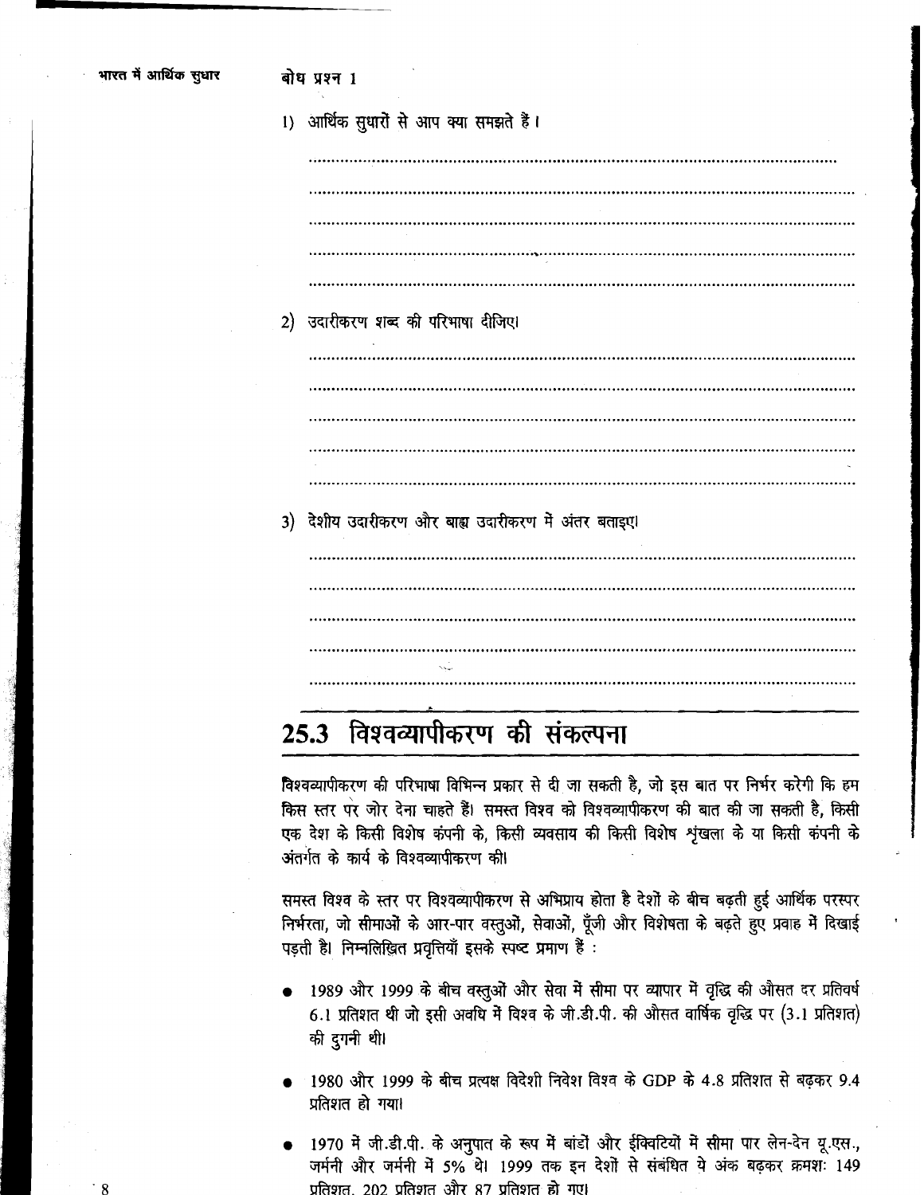**बोध प्रश्न 1**

1) आर्थिक सुधारों से आप क्या समझते हैं।

..............................................................................................................

..............................................................................................................

..............................................................................................................

..............................................................................................................

..............................................................................................................

2) उदारीकरण शब्द की परिभाषा दीजिए।

..............................................................................................................

..............................................................................................................

..............................................................................................................

..............................................................................................................

..............................................................................................................

3) देशीय उदारीकरण और बाह्य उदारीकरण में अंतर बताइए।

..............................................................................................................

..............................................................................................................

..............................................................................................................

..............................................................................................................

..............................................................................................................

## 25.3 विश्वव्यापीकरण की संकल्पना

विश्वव्यापीकरण की परिभाषा विभिन्न प्रकार से दी जा सकती है, जो इस बात पर निर्भर करेगी कि हम किस स्तर पर जोर देना चाहते हैं। समस्त विश्व को विश्वव्यापीकरण की बात की जा सकती है, किसी एक देश के किसी विशेष कंपनी के, किसी व्यवसाय की किसी विशेष श्रृंखला के या किसी कंपनी के अंतर्गत के कार्य के विश्वव्यापीकरण की।

समस्त विश्व के स्तर पर विश्वव्यापीकरण से अभिप्राय होता है देशों के बीच बढ़ती हुई आर्थिक परस्पर निर्भरता, जो सीमाओं के आर-पार वस्तुओं, सेवाओं, पूँजी और विशेषता के बढ़ते हुए प्रवाह में दिखाई पड़ती है। निम्नलिखित प्रवृत्तियाँ इसके स्पष्ट प्रमाण हैं :

- 1989 और 1999 के बीच वस्तुओं और सेवा में सीमा पर व्यापार में वृद्धि की औसत दर प्रतिवर्ष 6.1 प्रतिशत थी जो इसी अवधि में विश्व के जी.डी.पी. की औसत वार्षिक वृद्धि पर (3.1 प्रतिशत) की दुगनी थी।

- 1980 और 1999 के बीच प्रत्यक्ष विदेशी निवेश विश्व के GDP के 4.8 प्रतिशत से बढ़कर 9.4 प्रतिशत हो गया।

- 1970 में जी.डी.पी. के अनुपात के रूप में बांडों और ईक्विटियों में सीमा पार लेन-देन यू.एस., जर्मनी और जर्मनी में 5% थे। 1999 तक इन देशों से संबंधित ये अंक बढ़कर क्रमशः 149 प्रतिशत, 202 प्रतिशत और 87 प्रतिशत हो गए।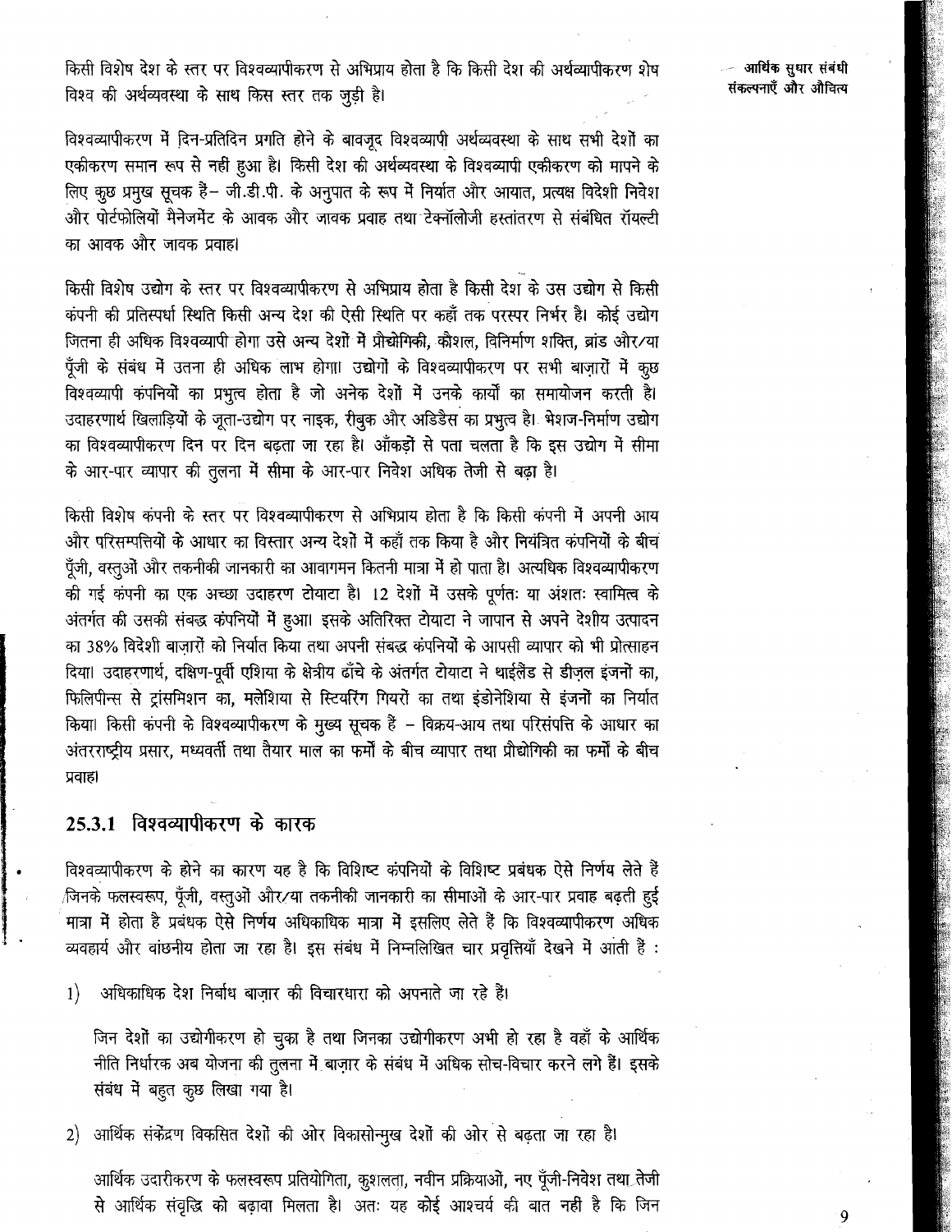किसी विशेष देश के स्तर पर विश्वव्यापीकरण से अभिप्राय होता है कि किसी देश की अर्थव्यापीकरण शेष विश्व की अर्थव्यवस्था के साथ किस स्तर तक जुड़ी है।

विश्वव्यापीकरण में दिन-प्रतिदिन प्रगति होने के बावजूद विश्वव्यापी अर्थव्यवस्था के साथ सभी देशों का एकीकरण समान रूप से नहीं हुआ है। किसी देश की अर्थव्यवस्था के विश्वव्यापी एकीकरण को मापने के लिए कुछ प्रमुख सूचक हैं– जी.डी.पी. के अनुपात के रूप में निर्यात और आयात, प्रत्यक्ष विदेशी निवेश और पोर्टफोलियों मैनेजमेंट के आवक और जावक प्रवाह तथा टेक्नॉलोजी हस्तांतरण से संबंधित रॉयल्टी का आवक और जावक प्रवाह।

किसी विशेष उद्योग के स्तर पर विश्वव्यापीकरण से अभिप्राय होता है किसी देश के उस उद्योग से किसी कंपनी की प्रतिस्पर्धा स्थिति किसी अन्य देश की ऐसी स्थिति पर कहाँ तक परस्पर निर्भर है। कोई उद्योग जितना ही अधिक विश्वव्यापी होगा उसे अन्य देशों में प्रौद्योगिकी, कौशल, विनिर्माण शक्ति, ब्रांड और/या पूँजी के संबंध में उतना ही अधिक लाभ होगा। उद्योगों के विश्वव्यापीकरण पर सभी बाज़ारों में कुछ विश्वव्यापी कंपनियों का प्रभुत्व होता है जो अनेक देशों में उनके कार्यों का समायोजन करती है। उदाहरणार्थ खिलाड़ियों के जूता-उद्योग पर नाइक, रीबुक और अडिडैस का प्रभुत्व है। भेशज-निर्माण उद्योग का विश्वव्यापीकरण दिन पर दिन बढ़ता जा रहा है। आँकड़ों से पता चलता है कि इस उद्योग में सीमा के आर-पार व्यापार की तुलना में सीमा के आर-पार निवेश अधिक तेजी से बढ़ा है।

किसी विशेष कंपनी के स्तर पर विश्वव्यापीकरण से अभिप्राय होता है कि किसी कंपनी में अपनी आय और परिसम्पत्तियों के आधार का विस्तार अन्य देशों में कहाँ तक किया है और नियंत्रित कंपनियों के बीच पूँजी, वस्तुओं और तकनीकी जानकारी का आवागमन कितनी मात्रा में हो पाता है। अत्यधिक विश्वव्यापीकरण की गई कंपनी का एक अच्छा उदाहरण टोयाटा है। 12 देशों में उसके पूर्णतः या अंशतः स्वामित्व के अंतर्गत की उसकी संबद्ध कंपनियों में हुआ। इसके अतिरिक्त टोयाटा ने जापान से अपने देशीय उत्पादन का 38% विदेशी बाज़ारों को निर्यात किया तथा अपनी संबद्ध कंपनियों के आपसी व्यापार को भी प्रोत्साहन दिया। उदाहरणार्थ, दक्षिण-पूर्वी एशिया के क्षेत्रीय ढाँचे के अंतर्गत टोयाटा ने थाईलैंड से डीज़ल इंजनों का, फिलिपीन्स से ट्रांसमिशन का, मलेशिया से स्टियरिंग गियरों का तथा इंडोनेशिया से इंजनों का निर्यात किया। किसी कंपनी के विश्वव्यापीकरण के मुख्य सूचक हैं – विक्रय-आय तथा परिसंपत्ति के आधार का अंतरराष्ट्रीय प्रसार, मध्यवर्ती तथा तैयार माल का फर्मों के बीच व्यापार तथा प्रौद्योगिकी का फर्मों के बीच प्रवाह।

### 25.3.1 विश्वव्यापीकरण के कारक

विश्वव्यापीकरण के होने का कारण यह है कि विशिष्ट कंपनियों के विशिष्ट प्रबंधक ऐसे निर्णय लेते हैं जिनके फलस्वरूप, पूँजी, वस्तुओं और/या तकनीकी जानकारी का सीमाओं के आर-पार प्रवाह बढ़ती हुई मात्रा में होता है प्रबंधक ऐसे निर्णय अधिकाधिक मात्रा में इसलिए लेते हैं कि विश्वव्यापीकरण अधिक व्यवहार्य और वांछनीय होता जा रहा है। इस संबंध में निम्नलिखित चार प्रवृत्तियाँ देखने में आती हैं :

1) अधिकाधिक देश निर्बाध बाज़ार की विचारधारा को अपनाते जा रहे हैं।

   जिन देशों का उद्योगीकरण हो चुका है तथा जिनका उद्योगीकरण अभी हो रहा है वहाँ के आर्थिक नीति निर्धारक अब योजना की तुलना में बाज़ार के संबंध में अधिक सोच-विचार करने लगे हैं। इसके संबंध में बहुत कुछ लिखा गया है।

2) आर्थिक संकेंद्रण विकसित देशों की ओर विकासोन्मुख देशों की ओर से बढ़ता जा रहा है।

   आर्थिक उदारीकरण के फलस्वरूप प्रतियोगिता, कुशलता, नवीन प्रक्रियाओं, नए पूँजी-निवेश तथा तेजी से आर्थिक संवृद्धि को बढ़ावा मिलता है। अतः यह कोई आश्चर्य की बात नहीं है कि जिन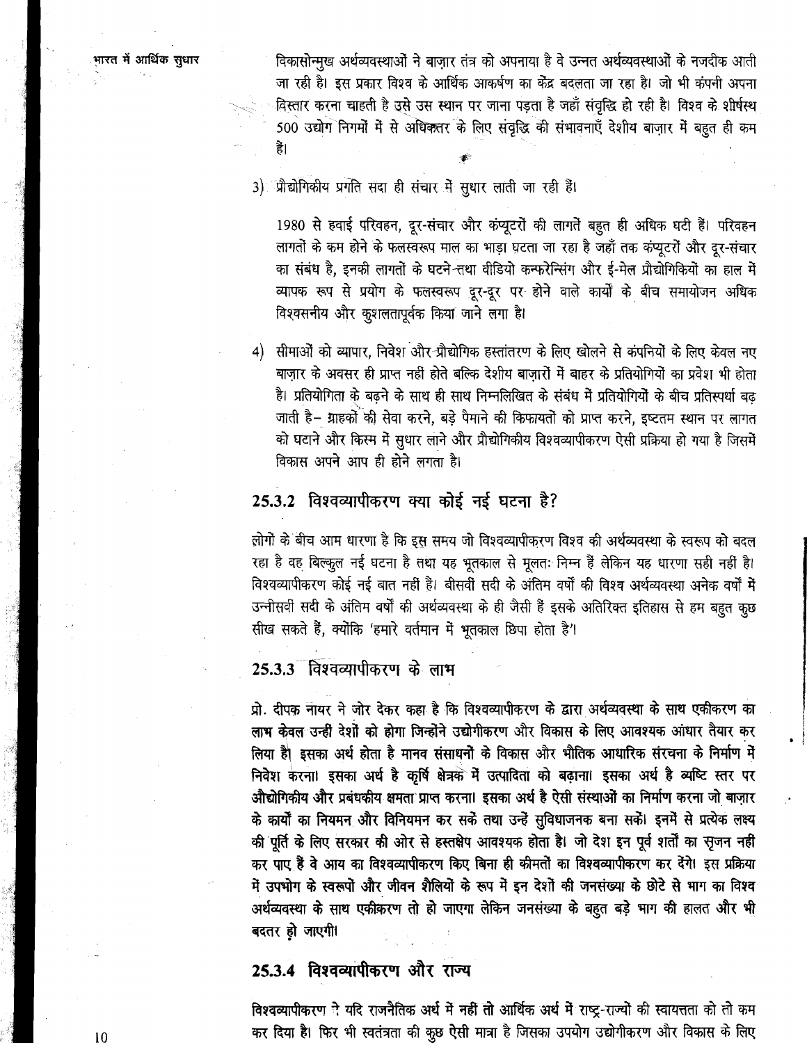विकासोन्मुख अर्थव्यवस्थाओं ने बाज़ार तंत्र को अपनाया है वे उन्नत अर्थव्यवस्थाओं के नजदीक आती जा रही है। इस प्रकार विश्व के आर्थिक आकर्षण का केंद्र बदलता जा रहा है। जो भी कंपनी अपना विस्तार करना चाहती है उसे उस स्थान पर जाना पड़ता है जहाँ संवृद्धि हो रही है। विश्व के शीर्षस्थ 500 उद्योग निगमों में से अधिकतर के लिए संवृद्धि की संभावनाएँ देशीय बाज़ार में बहुत ही कम हैं।

3) प्रौद्योगिकीय प्रगति सदा ही संचार में सुधार लाती जा रही हैं।

   1980 से हवाई परिवहन, दूर-संचार और कंप्यूटरों की लागतें बहुत ही अधिक घटी हैं। परिवहन लागतों के कम होने के फलस्वरूप माल का भाड़ा घटता जा रहा है जहाँ तक कंप्यूटरों और दूर-संचार का संबंध है, इनकी लागतों के घटने तथा वीडियो कन्फरेन्सिंग और ई-मेल प्रौद्योगिकियों का हाल में व्यापक रूप से प्रयोग के फलस्वरूप दूर-दूर पर होने वाले कार्यों के बीच समायोजन अधिक विश्वसनीय और कुशलतापूर्वक किया जाने लगा है।

4) सीमाओं को व्यापार, निवेश और प्रौद्योगिक हस्तांतरण के लिए खोलने से कंपनियों के लिए केवल नए बाज़ार के अवसर ही प्राप्त नहीं होते बल्कि देशीय बाज़ारों में बाहर के प्रतियोगियों का प्रवेश भी होता है। प्रतियोगिता के बढ़ने के साथ ही साथ निम्नलिखित के संबंध में प्रतियोगियों के बीच प्रतिस्पर्धा बढ़ जाती है– ग्राहकों की सेवा करने, बड़े पैमाने की किफायतों को प्राप्त करने, इष्टतम स्थान पर लागत को घटाने और किस्म में सुधार लाने और प्रौद्योगिकीय विश्वव्यापीकरण ऐसी प्रक्रिया हो गया है जिसमें विकास अपने आप ही होने लगता है।

### 25.3.2 विश्वव्यापीकरण क्या कोई नई घटना है?

लोगों के बीच आम धारणा है कि इस समय जो विश्वव्यापीकरण विश्व की अर्थव्यवस्था के स्वरूप को बदल रहा है वह बिल्कुल नई घटना है तथा यह भूतकाल से मूलतः भिन्न हैं लेकिन यह धारणा सही नहीं है। विश्वव्यापीकरण कोई नई बात नहीं हैं। बीसवीं सदी के अंतिम वर्षों की विश्व अर्थव्यवस्था अनेक वर्षों में उन्नीसवीं सदी के अंतिम वर्षों की अर्थव्यवस्था के ही जैसी हैं इसके अतिरिक्त इतिहास से हम बहुत कुछ सीख सकते हैं, क्योंकि 'हमारे वर्तमान में भूतकाल छिपा होता है'।

### 25.3.3 विश्वव्यापीकरण के लाभ

**प्रो. दीपक नायर ने जोर देकर कहा है कि विश्वव्यापीकरण के द्वारा अर्थव्यवस्था के साथ एकीकरण का लाभ केवल उन्हीं देशों को होगा जिन्होंने उद्योगीकरण और विकास के लिए आवश्यक आंधार तैयार कर लिया है। इसका अर्थ होता है मानव संसाधनों के विकास और भौतिक आधारिक संरचना के निर्माण में निवेश करना। इसका अर्थ है कृषि क्षेत्रक में उत्पादिता को बढ़ाना। इसका अर्थ है व्यष्टि स्तर पर औद्योगिकीय और प्रबंधकीय क्षमता प्राप्त करना। इसका अर्थ है ऐसी संस्थाओं का निर्माण करना जो बाज़ार के कार्यों का नियमन और विनियमन कर सकें तथा उन्हें सुविधाजनक बना सकें। इनमें से प्रत्येक लक्ष्य की पूर्ति के लिए सरकार की ओर से हस्तक्षेप आवश्यक होता है। जो देश इन पूर्व शर्तों का सृजन नहीं कर पाए हैं वे आय का विश्वव्यापीकरण किए बिना ही कीमतों का विश्वव्यापीकरण कर देंगे। इस प्रक्रिया में उपभोग के स्वरूपों और जीवन शैलियों के रूप में इन देशों की जनसंख्या के छोटे से भाग का विश्व अर्थव्यवस्था के साथ एकीकरण तो हो जाएगा लेकिन जनसंख्या के बहुत बड़े भाग की हालत और भी बदतर हो जाएगी।**

### 25.3.4 विश्वव्यापीकरण और राज्य

**विश्वव्यापीकरण ने यदि राजनैतिक अर्थ में नहीं तो आर्थिक अर्थ में राष्ट्र-राज्यों की स्वायत्तता को तो कम कर दिया है। फिर भी स्वतंत्रता की कुछ ऐसी मात्रा है जिसका उपयोग उद्योगीकरण और विकास के लिए**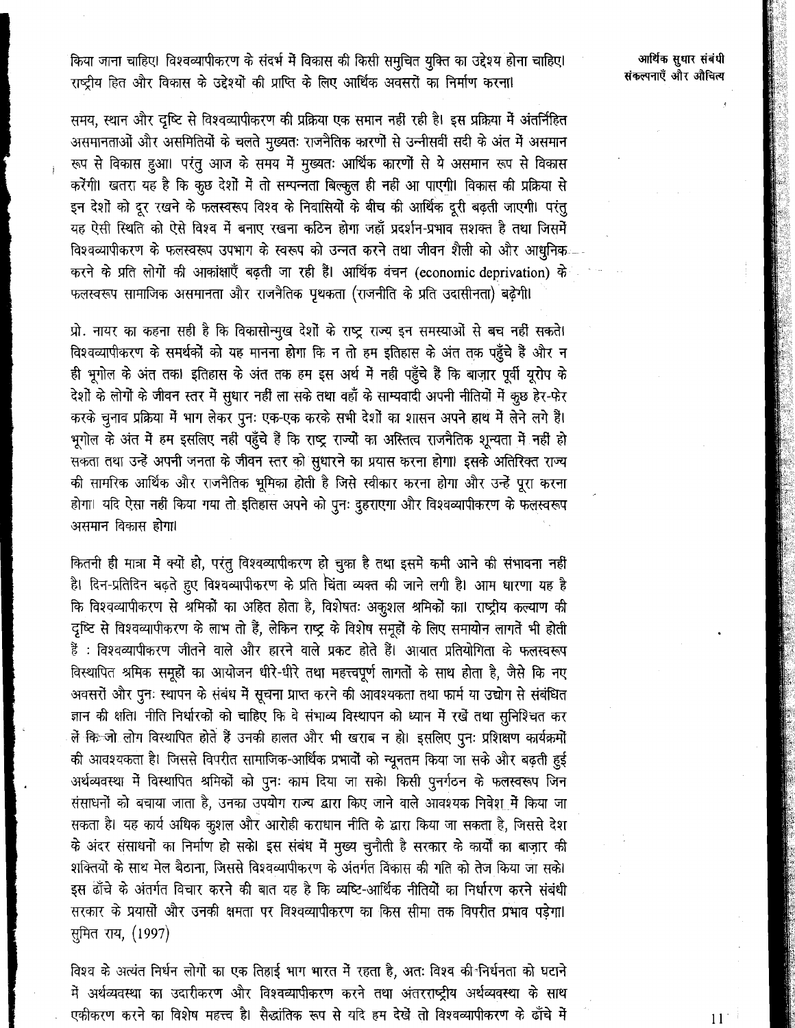किया जाना चाहिए। विश्वव्यापीकरण के संदर्भ में विकास की किसी समुचित युक्ति का उद्देश्य होना चाहिए। राष्ट्रीय हित और विकास के उद्देश्यों की प्राप्ति के लिए आर्थिक अवसरों का निर्माण करना।

समय, स्थान और दृष्टि से विश्वव्यापीकरण की प्रक्रिया एक समान नहीं रही है। इस प्रक्रिया में अंतर्निहित असमानताओं और असमितियों के चलते मुख्यतः राजनैतिक कारणों से उन्नीसवीं सदी के अंत में असमान रूप से विकास हुआ। परंतु आज के समय में मुख्यतः आर्थिक कारणों से ये असमान रूप से विकास करेंगी। खतरा यह है कि कुछ देशों में तो सम्पन्नता बिल्कुल ही नहीं आ पाएगी। विकास की प्रक्रिया से इन देशों को दूर रखने के फलस्वरूप विश्व के निवासियों के बीच की आर्थिक दूरी बढ़ती जाएगी। परंतु यह ऐसी स्थिति को ऐसे विश्व में बनाए रखना कठिन होगा जहाँ प्रदर्शन-प्रभाव सशक्त है तथा जिसमें विश्वव्यापीकरण के फलस्वरूप उपभाग के स्वरूप को उन्नत करने तथा जीवन शैली को और आधुनिक करने के प्रति लोगों की आकांक्षाएँ बढ़ती जा रही हैं। आर्थिक वंचन (economic deprivation) के फलस्वरूप सामाजिक असमानता और राजनैतिक पृथकता (राजनीति के प्रति उदासीनता) बढ़ेगी।

प्रो. नायर का कहना सही है कि विकासोन्मुख देशों के राष्ट्र राज्य इन समस्याओं से बच नहीं सकते। विश्वव्यापीकरण के समर्थकों को यह मानना होगा कि न तो हम इतिहास के अंत तक पहुँचे हैं और न ही भूगोल के अंत तक। इतिहास के अंत तक हम इस अर्थ में नहीं पहुँचे हैं कि बाज़ार पूर्वी यूरोप के देशों के लोगों के जीवन स्तर में सुधार नहीं ला सके तथा वहाँ के साम्यवादी अपनी नीतियों में कुछ हेर-फेर करके चुनाव प्रक्रिया में भाग लेकर पुनः एक-एक करके सभी देशों का शासन अपने हाथ में लेने लगे हैं। भूगोल के अंत में हम इसलिए नहीं पहुँचे हैं कि राष्ट्र राज्यों का अस्तित्व राजनैतिक शून्यता में नहीं हो सकता तथा उन्हें अपनी जनता के जीवन स्तर को सुधारने का प्रयास करना होगा। इसके अतिरिक्त राज्य की सामरिक आर्थिक और राजनैतिक भूमिका होती है जिसे स्वीकार करना होगा और उन्हें पूरा करना होगा। यदि ऐसा नहीं किया गया तो इतिहास अपने को पुनः दुहराएगा और विश्वव्यापीकरण के फलस्वरूप असमान विकास होगा।

कितनी ही मात्रा में क्यों हो, परंतु विश्वव्यापीकरण हो चुका है तथा इसमें कमी आने की संभावना नहीं है। दिन-प्रतिदिन बढ़ते हुए विश्वव्यापीकरण के प्रति चिंता व्यक्त की जाने लगी है। आम धारणा यह है कि विश्वव्यापीकरण से श्रमिकों का अहित होता है, विशेषतः अकुशल श्रमिकों का। राष्ट्रीय कल्याण की दृष्टि से विश्वव्यापीकरण के लाभ तो हैं, लेकिन राष्ट्र के विशेष समूहों के लिए समायोन लागतें भी होती हैं : विश्वव्यापीकरण जीतने वाले और हारने वाले प्रकट होते हैं। आयात प्रतियोगिता के फलस्वरूप विस्थापित श्रमिक समूहों का आयोजन धीरे-धीरे तथा महत्त्वपूर्ण लागतों के साथ होता है, जैसे कि नए अवसरों और पुनः स्थापन के संबंध में सूचना प्राप्त करने की आवश्यकता तथा फार्म या उद्योग से संबंधित ज्ञान की क्षति। नीति निर्धारकों को चाहिए कि वे संभाव्य विस्थापन को ध्यान में रखें तथा सुनिश्चित कर लें कि जो लोग विस्थापित होते हैं उनकी हालत और भी खराब न हो। इसलिए पुनः प्रशिक्षण कार्यक्रमों की आवश्यकता है। जिससे विपरीत सामाजिक-आर्थिक प्रभावों को न्यूनतम किया जा सके और बढ़ती हुई अर्थव्यवस्था में विस्थापित श्रमिकों को पुनः काम दिया जा सको। किसी पुनर्गठन के फलस्वरूप जिन संसाधनों को बचाया जाता है, उनका उपयोग राज्य द्वारा किए जाने वाले आवश्यक निवेश में किया जा सकता है। यह कार्य अधिक कुशल और आरोही कराधान नीति के द्वारा किया जा सकता है, जिससे देश के अंदर संसाधनों का निर्माण हो सको। इस संबंध में मुख्य चुनौती है सरकार के कार्यों का बाज़ार की शक्तियों के साथ मेल बैठाना, जिससे विश्वव्यापीकरण के अंतर्गत विकास की गति को तेज किया जा सको। इस ढाँचे के अंतर्गत विचार करने की बात यह है कि व्यष्टि-आर्थिक नीतियों का निर्धारण करने संबंधी सरकार के प्रयासों और उनकी क्षमता पर विश्वव्यापीकरण का किस सीमा तक विपरीत प्रभाव पड़ेगा। सुमित राय, (1997)

विश्व के अत्यंत निर्धन लोगों का एक तिहाई भाग भारत में रहता है, अतः विश्व की निर्धनता को घटाने में अर्थव्यवस्था का उदारीकरण और विश्वव्यापीकरण करने तथा अंतरराष्ट्रीय अर्थव्यवस्था के साथ एकीकरण करने का विशेष महत्त्व है। सैद्धांतिक रूप से यदि हम देखें तो विश्वव्यापीकरण के ढाँचे में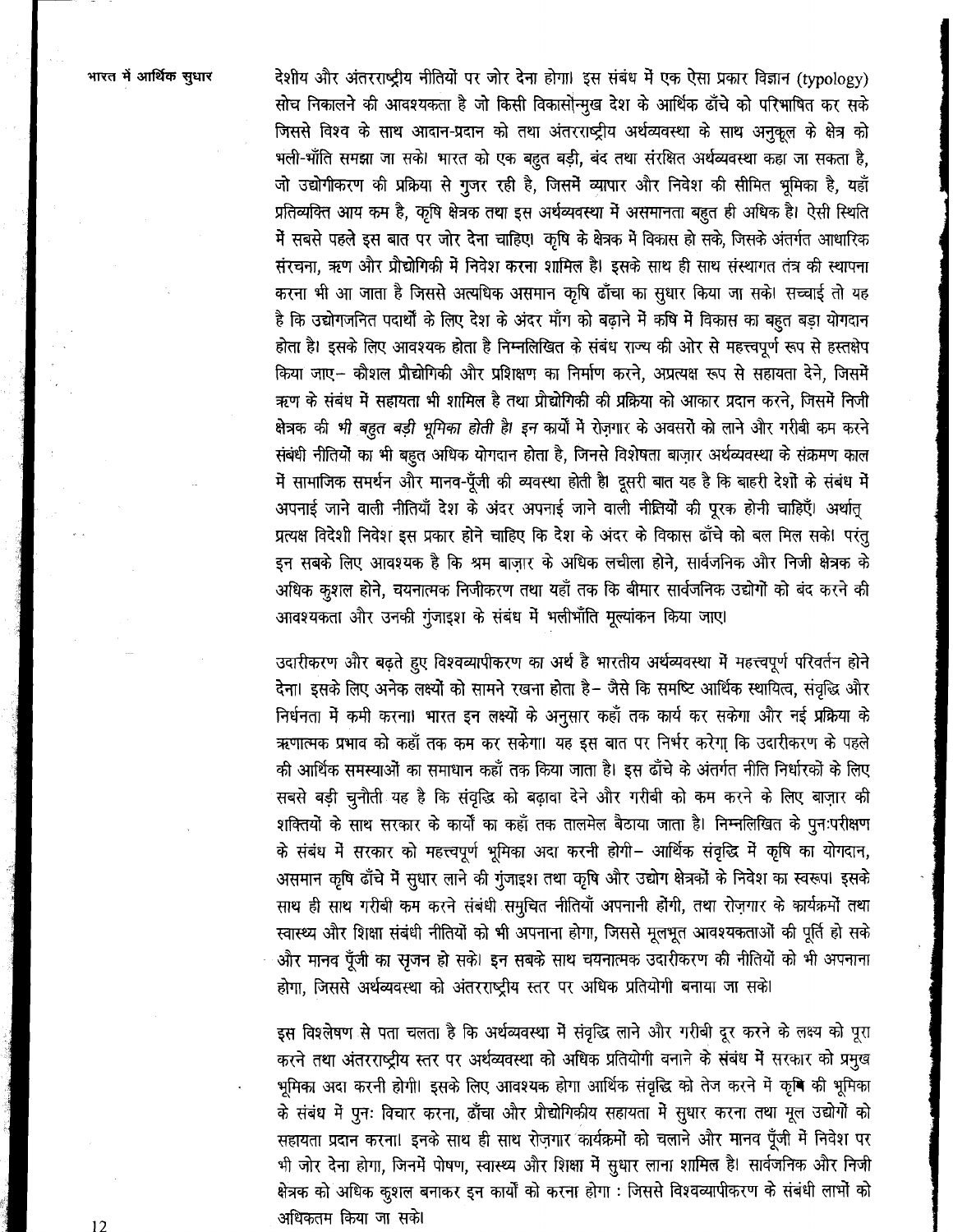देशीय और अंतरराष्ट्रीय नीतियों पर जोर देना होगा। इस संबंध में एक ऐसा प्रकार विज्ञान (typology) सोच निकालने की आवश्यकता है जो किसी विकासोन्मुख देश के आर्थिक ढाँचे को परिभाषित कर सके जिससे विश्व के साथ आदान-प्रदान को तथा अंतरराष्ट्रीय अर्थव्यवस्था के साथ अनुकूल के क्षेत्र को भली-भाँति समझा जा सके। भारत को एक बहुत बड़ी, बंद तथा संरक्षित अर्थव्यवस्था कहा जा सकता है, जो उद्योगीकरण की प्रक्रिया से गुजर रही है, जिसमें व्यापार और निवेश की सीमित भूमिका है, यहाँ प्रतिव्यक्ति आय कम है, कृषि क्षेत्रक तथा इस अर्थव्यवस्था में असमानता बहुत ही अधिक है। ऐसी स्थिति में सबसे पहले इस बात पर जोर देना चाहिए। कृषि के क्षेत्रक में विकास हो सके, जिसके अंतर्गत आधारिक संरचना, ऋण और प्रौद्योगिकी में निवेश करना शामिल है। इसके साथ ही साथ संस्थागत तंत्र की स्थापना करना भी आ जाता है जिससे अत्यधिक असमान कृषि ढाँचा का सुधार किया जा सके। सच्चाई तो यह है कि उद्योगजनित पदार्थों के लिए देश के अंदर माँग को बढ़ाने में कृषि में विकास का बहुत बड़ा योगदान होता है। इसके लिए आवश्यक होता है निम्नलिखित के संबंध राज्य की ओर से महत्त्वपूर्ण रूप से हस्तक्षेप किया जाए– कौशल प्रौद्योगिकी और प्रशिक्षण का निर्माण करने, अप्रत्यक्ष रूप से सहायता देने, जिसमें ऋण के संबंध में सहायता भी शामिल है तथा प्रौद्योगिकी की प्रक्रिया को आकार प्रदान करने, जिसमें निजी क्षेत्रक की *भी बहुत बड़ी भूमिका होती है। इन* कार्यों में रोज़गार के अवसरों को लाने और गरीबी कम करने संबंधी नीतियों का भी बहुत अधिक योगदान होता है, जिनसे विशेषता बाज़ार अर्थव्यवस्था के संक्रमण काल में सामाजिक समर्थन और मानव-पूँजी की व्यवस्था होती है। दूसरी बात यह है कि बाहरी देशों के संबंध में अपनाई जाने वाली नीतियाँ देश के अंदर अपनाई जाने वाली नीतियों की पूरक होनी चाहिएँ। अर्थात् प्रत्यक्ष विदेशी निवेश इस प्रकार होने चाहिए कि देश के अंदर के विकास ढाँचे को बल मिल सके। परंतु इन सबके लिए आवश्यक है कि श्रम बाज़ार के अधिक लचीला होने, सार्वजनिक और निजी क्षेत्रक के अधिक कुशल होने, चयनात्मक निजीकरण तथा यहाँ तक कि बीमार सार्वजनिक उद्योगों को बंद करने की आवश्यकता और उनकी गुंजाइश के संबंध में भलीभाँति मूल्यांकन किया जाए।

उदारीकरण और बढ़ते हुए विश्वव्यापीकरण का अर्थ है भारतीय अर्थव्यवस्था में महत्त्वपूर्ण परिवर्तन होने देना। इसके लिए अनेक लक्ष्यों को सामने रखना होता है– जैसे कि समष्टि आर्थिक स्थायित्व, संवृद्धि और निर्धनता में कमी करना। भारत इन लक्ष्यों के अनुसार कहाँ तक कार्य कर सकेगा और नई प्रक्रिया के ऋणात्मक प्रभाव को कहाँ तक कम कर सकेगा। यह इस बात पर निर्भर करेगा कि उदारीकरण के पहले की आर्थिक समस्याओं का समाधान कहाँ तक किया जाता है। इस ढाँचे के अंतर्गत नीति निर्धारकों के लिए सबसे बड़ी चुनौती यह है कि संवृद्धि को बढ़ावा देने और गरीबी को कम करने के लिए बाज़ार की शक्तियों के साथ सरकार के कार्यों का कहाँ तक तालमेल बैठाया जाता है। निम्नलिखित के पुनःपरीक्षण के संबंध में सरकार को महत्त्वपूर्ण भूमिका अदा करनी होगी– आर्थिक संवृद्धि में कृषि का योगदान, असमान कृषि ढाँचे में सुधार लाने की गुंजाइश तथा कृषि और उद्योग क्षेत्रकों के निवेश का स्वरूप। इसके साथ ही साथ गरीबी कम करने संबंधी समुचित नीतियाँ अपनानी होंगी, तथा रोज़गार के कार्यक्रमों तथा स्वास्थ्य और शिक्षा संबंधी नीतियों को भी अपनाना होगा, जिससे मूलभूत आवश्यकताओं की पूर्ति हो सके और मानव पूँजी का सृजन हो सके। इन सबके साथ चयनात्मक उदारीकरण की नीतियों को भी अपनाना होगा, जिससे अर्थव्यवस्था को अंतरराष्ट्रीय स्तर पर अधिक प्रतियोगी बनाया जा सके।

इस विश्लेषण से पता चलता है कि अर्थव्यवस्था में संवृद्धि लाने और गरीबी दूर करने के लक्ष्य को पूरा करने तथा अंतरराष्ट्रीय स्तर पर अर्थव्यवस्था को अधिक प्रतियोगी बनाने के संबंध में सरकार को प्रमुख भूमिका अदा करनी होगी। इसके लिए आवश्यक होगा आर्थिक संवृद्धि को तेज करने में कृषि की भूमिका के संबंध में पुनः विचार करना, ढाँचा और प्रौद्योगिकीय सहायता में सुधार करना तथा मूल उद्योगों को सहायता प्रदान करना। इनके साथ ही साथ रोज़गार कार्यक्रमों को चलाने और मानव पूँजी में निवेश पर भी जोर देना होगा, जिनमें पोषण, स्वास्थ्य और शिक्षा में सुधार लाना शामिल है। सार्वजनिक और निजी क्षेत्रक को अधिक कुशल बनाकर इन कार्यों को करना होगा : जिससे विश्वव्यापीकरण के संबंधी लाभों को अधिकतम किया जा सके।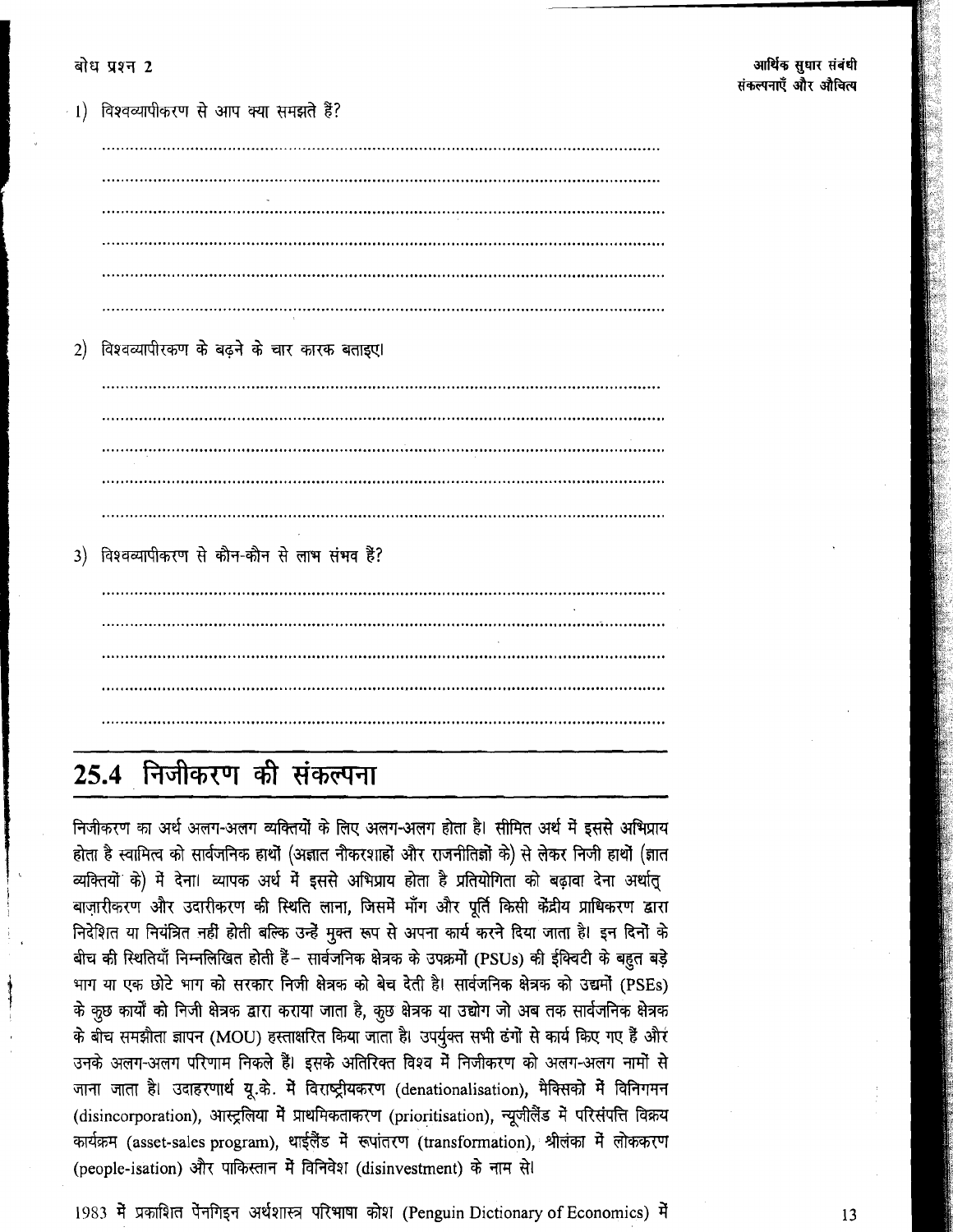बोध प्रश्न 2

1) विश्वव्यापीकरण से आप क्या समझते हैं?

......................................................................................................................

......................................................................................................................

......................................................................................................................

......................................................................................................................

......................................................................................................................

......................................................................................................................

2) विश्वव्यापीरकण के बढ़ने के चार कारक बताइए।

......................................................................................................................

......................................................................................................................

......................................................................................................................

......................................................................................................................

......................................................................................................................

3) विश्वव्यापीकरण से कौन-कौन से लाभ संभव हैं?

......................................................................................................................

......................................................................................................................

......................................................................................................................

......................................................................................................................

......................................................................................................................

## 25.4 निजीकरण की संकल्पना

निजीकरण का अर्थ अलग-अलग व्यक्तियों के लिए अलग-अलग होता है। सीमित अर्थ में इससे अभिप्राय होता है स्वामित्व को सार्वजनिक हाथों (अज्ञात नौकरशाहों और राजनीतिज्ञों के) से लेकर निजी हाथों (ज्ञात व्यक्तियों के) में देना। व्यापक अर्थ में इससे अभिप्राय होता है प्रतियोगिता को बढ़ावा देना अर्थात् बाज़ारीकरण और उदारीकरण की स्थिति लाना, जिसमें माँग और पूर्ति किसी केंद्रीय प्राधिकरण द्वारा निदेशित या नियंत्रित नहीं होती बल्कि उन्हें मुक्त रूप से अपना कार्य करने दिया जाता है। इन दिनों के बीच की स्थितियाँ निम्नलिखित होती हैं– सार्वजनिक क्षेत्रक के उपक्रमों (PSUs) की ईक्विटी के बहुत बड़े भाग या एक छोटे भाग को सरकार निजी क्षेत्रक को बेच देती है। सार्वजनिक क्षेत्रक को उद्यमों (PSEs) के कुछ कार्यों को निजी क्षेत्रक द्वारा कराया जाता है, कुछ क्षेत्रक या उद्योग जो अब तक सार्वजनिक क्षेत्रक के बीच समझौता ज्ञापन (MOU) हस्ताक्षरित किया जाता है। उपर्युक्त सभी ढंगों से कार्य किए गए हैं और उनके अलग-अलग परिणाम निकले हैं। इसके अतिरिक्त विश्व में निजीकरण को अलग-अलग नामों से जाना जाता है। उदाहरणार्थ यू.के. में विराष्ट्रीयकरण (denationalisation), मैक्सिको में विनिगमन (disincorporation), आस्ट्रलिया में प्राथमिकताकरण (prioritisation), न्यूजीलैंड में परिसंपत्ति विक्रय कार्यक्रम (asset-sales program), थाईलैंड में रूपांतरण (transformation), श्रीलंका में लोककरण (people-isation) और पाकिस्तान में विनिवेश (disinvestment) के नाम से।

1983 में प्रकाशित पेंनगिइन अर्थशास्त्र परिभाषा कोश (Penguin Dictionary of Economics) में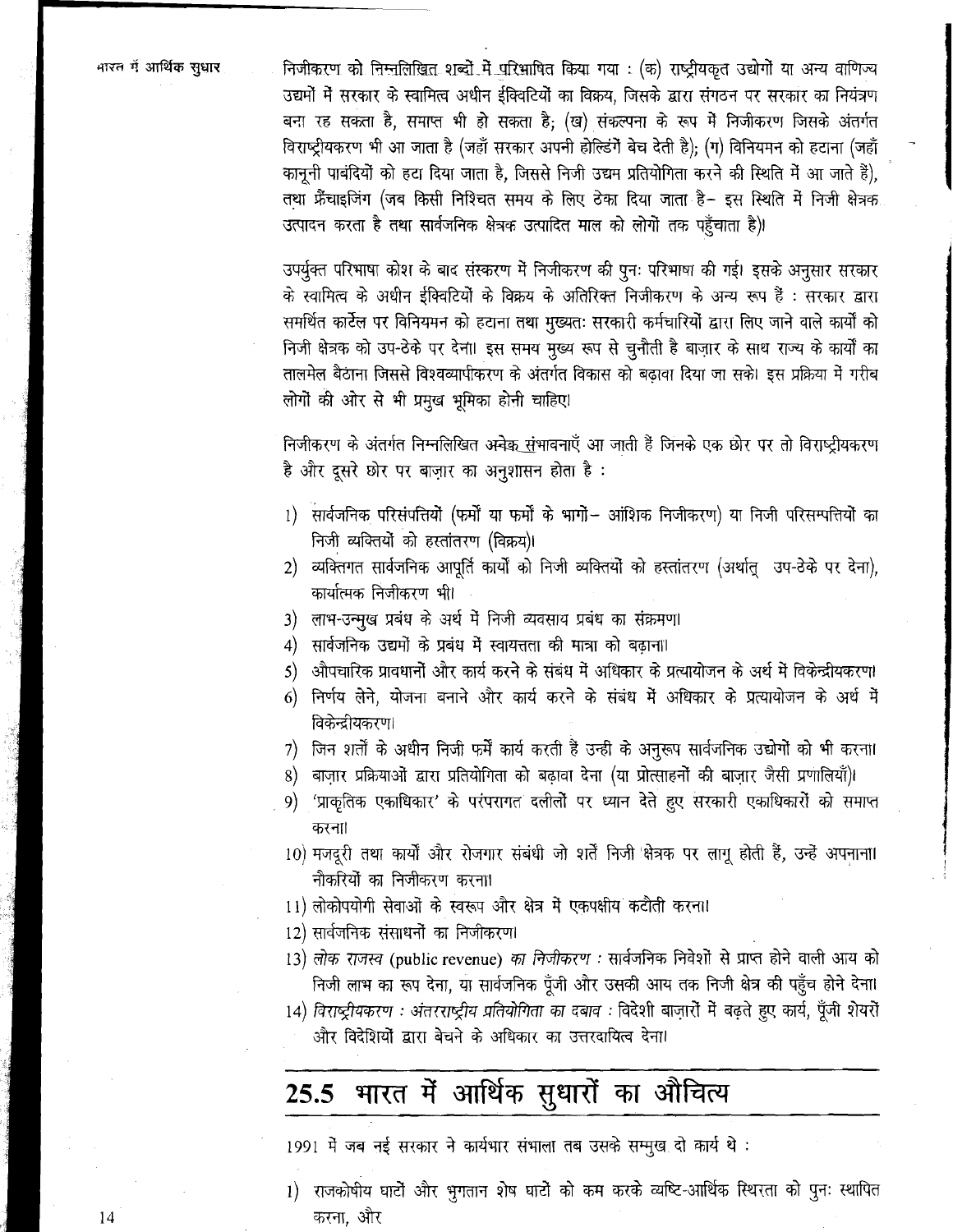निजीकरण को निम्नलिखित शब्दों में परिभाषित किया गया : (क) राष्ट्रीयकृत उद्योगों या अन्य वाणिज्य उद्यमों में सरकार के स्वामित्व अधीन ईक्विटियों का विक्रय, जिसके द्वारा संगठन पर सरकार का नियंत्रण बना रह सकता है, समाप्त भी हो सकता है; (ख) संकल्पना के रूप में निजीकरण जिसके अंतर्गत विराष्ट्रीयकरण भी आ जाता है (जहाँ सरकार अपनी होल्डिंगें बेच देती है); (ग) विनियमन को हटाना (जहाँ कानूनी पाबंदियों को हटा दिया जाता है, जिससे निजी उद्यम प्रतियोगिता करने की स्थिति में आ जाते हैं), तथा फ्रैंचाइजिंग (जब किसी निश्चित समय के लिए ठेका दिया जाता है– इस स्थिति में निजी क्षेत्रक उत्पादन करता है तथा सार्वजनिक क्षेत्रक उत्पादित माल को लोगों तक पहुँचाता है)।

उपर्युक्त परिभाषा कोश के बाद संस्करण में निजीकरण की पुनः परिभाषा की गई। इसके अनुसार सरकार के स्वामित्व के अधीन ईक्विटियों के विक्रय के अतिरिक्त निजीकरण के अन्य रूप हैं : सरकार द्वारा समर्थित कार्टेल पर विनियमन को हटाना तथा मुख्यतः सरकारी कर्मचारियों द्वारा लिए जाने वाले कार्यों को निजी क्षेत्रक को उप-ठेके पर देना। इस समय मुख्य रूप से चुनौती है बाज़ार के साथ राज्य के कार्यों का तालमेल बैठाना जिससे विश्वव्यापीकरण के अंतर्गत विकास को बढ़ावा दिया जा सके। इस प्रक्रिया में गरीब लोगों की ओर से भी प्रमुख भूमिका होनी चाहिए।

निजीकरण के अंतर्गत निम्नलिखित अनेक संभावनाएँ आ जाती हैं जिनके एक छोर पर तो विराष्ट्रीयकरण है और दूसरे छोर पर बाज़ार का अनुशासन होता है :

1) सार्वजनिक परिसंपत्तियों (फर्मों या फर्मों के भागों– आंशिक निजीकरण) या निजी परिसम्पत्तियों का निजी व्यक्तियों को हस्तांतरण (विक्रय)।
2) व्यक्तिगत सार्वजनिक आपूर्ति कार्यों को निजी व्यक्तियों को हस्तांतरण (अर्थात् उप-ठेके पर देना), कार्यात्मक निजीकरण भी।
3) लाभ-उन्मुख प्रबंध के अर्थ में निजी व्यवसाय प्रबंध का संक्रमण।
4) सार्वजनिक उद्यमों के प्रबंध में स्वायत्तता की मात्रा को बढ़ाना।
5) औपचारिक प्रावधानों और कार्य करने के संबंध में अधिकार के प्रत्यायोजन के अर्थ में विकेन्द्रीकरण।
6) निर्णय लेने, योजना बनाने और कार्य करने के संबंध में अधिकार के प्रत्यायोजन के अर्थ में विकेन्द्रीकरण।
7) जिन शर्तों के अधीन निजी फर्में कार्य करती हैं उन्हीं के अनुरूप सार्वजनिक उद्योगों को भी करना।
8) बाज़ार प्रक्रियाओं द्वारा प्रतियोगिता को बढ़ावा देना (या प्रोत्साहनों की बाज़ार जैसी प्रणालियाँ)।
9) 'प्राकृतिक एकाधिकार' के परंपरागत दलीलों पर ध्यान देते हुए सरकारी एकाधिकारों को समाप्त करना।
10) मजदूरी तथा कार्यों और रोजगार संबंधी जो शर्तें निजी क्षेत्रक पर लागू होती हैं, उन्हें अपनाना। नौकरियों का निजीकरण करना।
11) लोकोपयोगी सेवाओं के स्वरूप और क्षेत्र में एकपक्षीय कटौती करना।
12) सार्वजनिक संसाधनों का निजीकरण।
13) *लोक राजस्व* (public revenue) *का निजीकरण :* सार्वजनिक निवेशों से प्राप्त होने वाली आय को निजी लाभ का रूप देना, या सार्वजनिक पूँजी और उसकी आय तक निजी क्षेत्र की पहुँच होने देना।
14) *विराष्ट्रीयकरण : अंतरराष्ट्रीय प्रतियोगिता का दबाव :* विदेशी बाज़ारों में बढ़ते हुए कार्य, पूँजी शेयरों और विदेशियों द्वारा बेचने के अधिकार का उत्तरदायित्व देना।

## 25.5 भारत में आर्थिक सुधारों का औचित्य

1991 में जब नई सरकार ने कार्यभार संभाला तब उसके सम्मुख दो कार्य थे :

1) राजकोषीय घाटों और भुगतान शेष घाटों को कम करके व्यष्टि-आर्थिक स्थिरता को पुनः स्थापित करना, और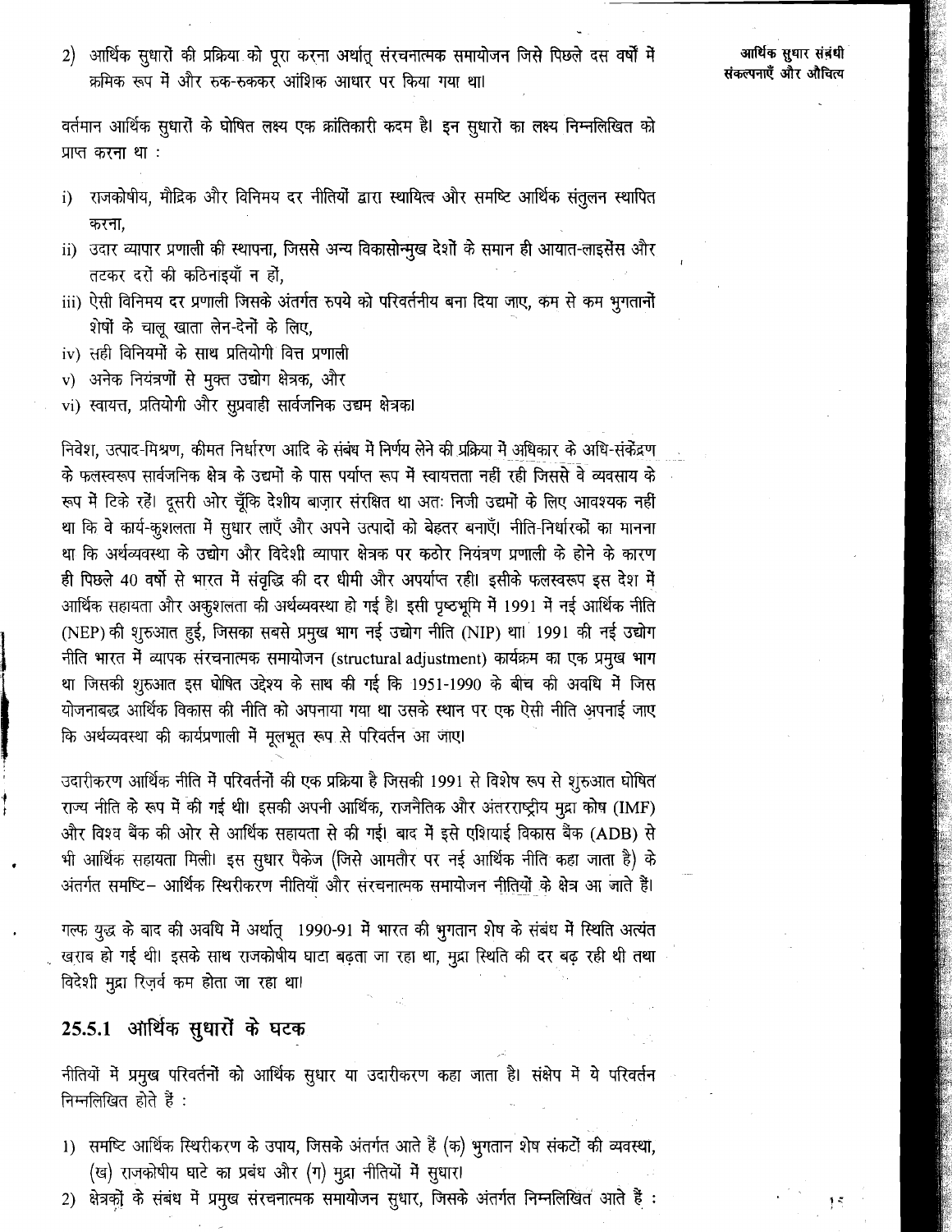2) आर्थिक सुधारों की प्रक्रिया को पूरा करना अर्थात् संरचनात्मक समायोजन जिसे पिछले दस वर्षों में क्रमिक रूप में और रुक-रुककर आंशिक आधार पर किया गया था।

वर्तमान आर्थिक सुधारों के घोषित लक्ष्य एक क्रांतिकारी कदम है। इन सुधारों का लक्ष्य निम्नलिखित को प्राप्त करना था :

i) राजकोषीय, मौद्रिक और विनिमय दर नीतियों द्वारा स्थायित्व और समष्टि आर्थिक संतुलन स्थापित करना,
ii) उदार व्यापार प्रणाली की स्थापना, जिससे अन्य विकासोन्मुख देशों के समान ही आयात-लाइसेंस और तटकर दरों की कठिनाइयाँ न हों,
iii) ऐसी विनिमय दर प्रणाली जिसके अंतर्गत रुपये को परिवर्तनीय बना दिया जाए, कम से कम भुगतानों शेषों के चालू खाता लेन-देनों के लिए,
iv) सही विनियमों के साथ प्रतियोगी वित्त प्रणाली
v) अनेक नियंत्रणों से मुक्त उद्योग क्षेत्रक, और
vi) स्वायत्त, प्रतियोगी और सुप्रवाही सार्वजनिक उद्यम क्षेत्रक।

निवेश, उत्पाद-मिश्रण, कीमत निर्धारण आदि के संबंध में निर्णय लेने की प्रक्रिया में अधिकार के अधि-संकेंद्रण के फलस्वरूप सार्वजनिक क्षेत्र के उद्यमों के पास पर्याप्त रूप में स्वायत्तता नहीं रही जिससे वे व्यवसाय के रूप में टिके रहें। दूसरी ओर चूँकि देशीय बाज़ार संरक्षित था अतः निजी उद्यमों के लिए आवश्यक नहीं था कि वे कार्य-कुशलता में सुधार लाएँ और अपने उत्पादों को बेहतर बनाएँ। नीति-निर्धारकों का मानना था कि अर्थव्यवस्था के उद्योग और विदेशी व्यापार क्षेत्रक पर कठोर नियंत्रण प्रणाली के होने के कारण ही पिछले 40 वर्षों से भारत में संवृद्धि की दर धीमी और अपर्याप्त रही। इसीके फलस्वरूप इस देश में आर्थिक सहायता और अकुशलता की अर्थव्यवस्था हो गई है। इसी पृष्ठभूमि में 1991 में नई आर्थिक नीति (NEP) की शुरुआत हुई, जिसका सबसे प्रमुख भाग नई उद्योग नीति (NIP) था। 1991 की नई उद्योग नीति भारत में व्यापक संरचनात्मक समायोजन (structural adjustment) कार्यक्रम का एक प्रमुख भाग था जिसकी शुरुआत इस घोषित उद्देश्य के साथ की गई कि 1951-1990 के बीच की अवधि में जिस योजनाबद्ध आर्थिक विकास की नीति को अपनाया गया था उसके स्थान पर एक ऐसी नीति अपनाई जाए कि अर्थव्यवस्था की कार्यप्रणाली में मूलभूत रूप से परिवर्तन आ जाए।

उदारीकरण आर्थिक नीति में परिवर्तनों की एक प्रक्रिया है जिसकी 1991 से विशेष रूप से शुरुआत घोषित राज्य नीति के रूप में की गई थी। इसकी अपनी आर्थिक, राजनैतिक और अंतरराष्ट्रीय मुद्रा कोष (IMF) और विश्व बैंक की ओर से आर्थिक सहायता से की गई। बाद में इसे एशियाई विकास बैंक (ADB) से भी आर्थिक सहायता मिली। इस सुधार पैकेज (जिसे आमतौर पर नई आर्थिक नीति कहा जाता है) के अंतर्गत समष्टि– आर्थिक स्थिरीकरण नीतियाँ और संरचनात्मक समायोजन नीतियों के क्षेत्र आ जाते हैं।

गल्फ युद्ध के बाद की अवधि में अर्थात् 1990-91 में भारत की भुगतान शेष के संबंध में स्थिति अत्यंत खराब हो गई थी। इसके साथ राजकोषीय घाटा बढ़ता जा रहा था, मुद्रा स्थिति की दर बढ़ रही थी तथा विदेशी मुद्रा रिज़र्व कम होता जा रहा था।

## 25.5.1 आर्थिक सुधारों के घटक

नीतियों में प्रमुख परिवर्तनों को आर्थिक सुधार या उदारीकरण कहा जाता है। संक्षेप में ये परिवर्तन निम्नलिखित होते हैं :

1) समष्टि आर्थिक स्थिरीकरण के उपाय, जिसके अंतर्गत आते हैं (क) भुगतान शेष संकटों की व्यवस्था, (ख) राजकोषीय घाटे का प्रबंध और (ग) मुद्रा नीतियों में सुधार।
2) क्षेत्रकों के संबंध में प्रमुख संरचनात्मक समायोजन सुधार, जिसके अंतर्गत निम्नलिखित आते हैं :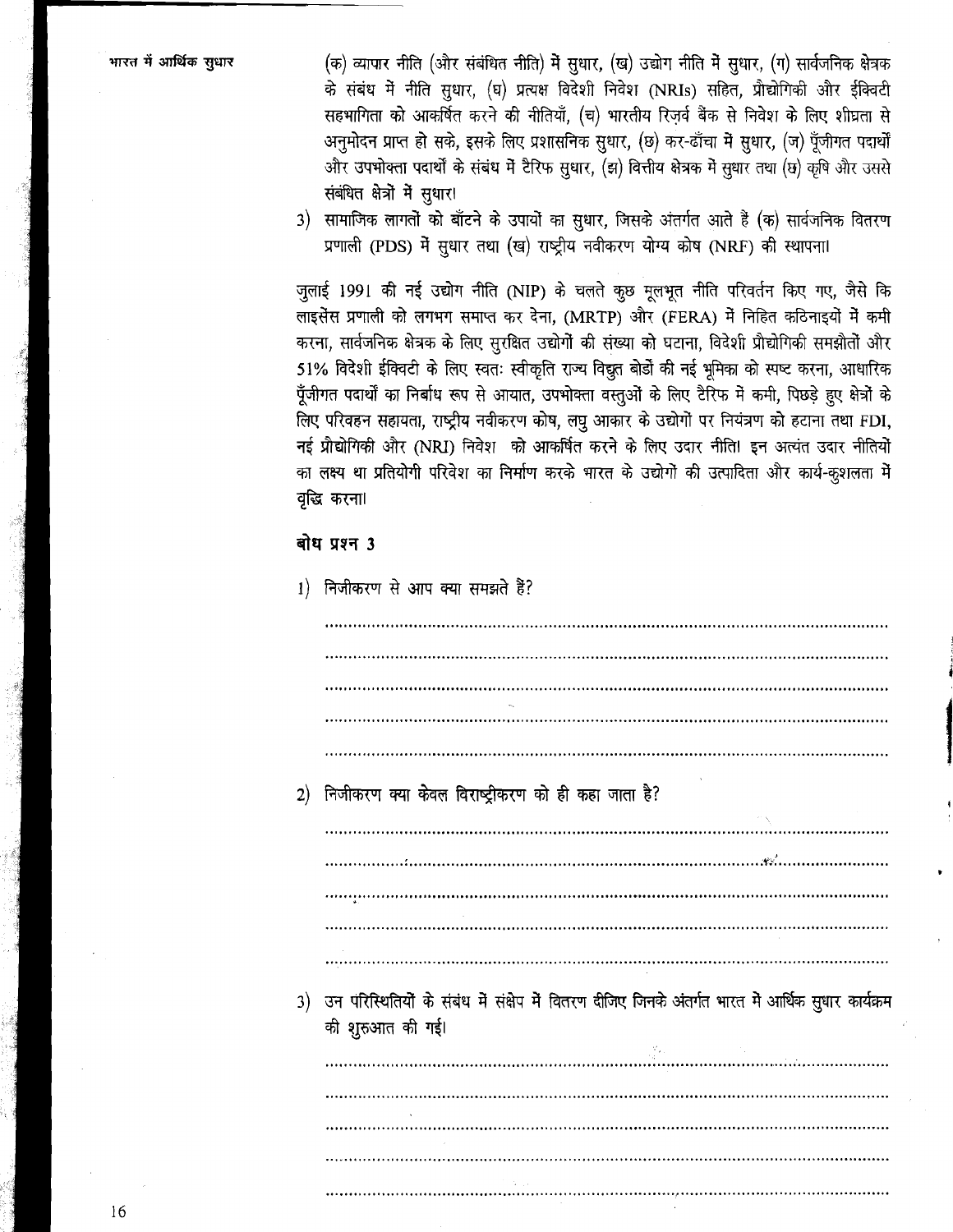(क) व्यापार नीति (और संबंधित नीति) में सुधार, (ख) उद्योग नीति में सुधार, (ग) सार्वजनिक क्षेत्रक के संबंध में नीति सुधार, (घ) प्रत्यक्ष विदेशी निवेश (NRIs) सहित, प्रौद्योगिकी और ईक्विटी सहभागिता को आकर्षित करने की नीतियाँ, (च) भारतीय रिज़र्व बैंक से निवेश के लिए शीघ्रता से अनुमोदन प्राप्त हो सके, इसके लिए प्रशासनिक सुधार, (छ) कर-ढाँचा में सुधार, (ज) पूँजीगत पदार्थों और उपभोक्ता पदार्थों के संबंध में टैरिफ सुधार, (झ) वित्तीय क्षेत्रक में सुधार तथा (छ) कृषि और उससे संबंधित क्षेत्रों में सुधार।

3) सामाजिक लागतों को बाँटने के उपायों का सुधार, जिसके अंतर्गत आते हैं (क) सार्वजनिक वितरण प्रणाली (PDS) में सुधार तथा (ख) राष्ट्रीय नवीकरण योग्य कोष (NRF) की स्थापना।

जुलाई 1991 की नई उद्योग नीति (NIP) के चलते कुछ मूलभूत नीति परिवर्तन किए गए, जैसे कि लाइसेंस प्रणाली को लगभग समाप्त कर देना, (MRTP) और (FERA) में निहित कठिनाइयों में कमी करना, सार्वजनिक क्षेत्रक के लिए सुरक्षित उद्योगों की संख्या को घटाना, विदेशी प्रौद्योगिकी समझौतों और 51% विदेशी ईक्विटी के लिए स्वतः स्वीकृति राज्य विद्युत बोर्डों की नई भूमिका को स्पष्ट करना, आधारिक पूँजीगत पदार्थों का निर्बाध रूप से आयात, उपभोक्ता वस्तुओं के लिए टैरिफ में कमी, पिछड़े हुए क्षेत्रों के लिए परिवहन सहायता, राष्ट्रीय नवीकरण कोष, लघु आकार के उद्योगों पर नियंत्रण को हटाना तथा FDI, नई प्रौद्योगिकी और (NRI) निवेश को आकर्षित करने के लिए उदार नीति। इन अत्यंत उदार नीतियों का लक्ष्य था प्रतियोगी परिवेश का निर्माण करके भारत के उद्योगों की उत्पादिता और कार्य-कुशलता में वृद्धि करना।

### बोध प्रश्न 3

1) निजीकरण से आप क्या समझते हैं?

..............................................................................................................................

..............................................................................................................................

..............................................................................................................................

..............................................................................................................................

..............................................................................................................................

2) निजीकरण क्या केवल विराष्ट्रीकरण को ही कहा जाता है?

..............................................................................................................................

..............................................................................................................................

..............................................................................................................................

..............................................................................................................................

..............................................................................................................................

3) उन परिस्थितियों के संबंध में संक्षेप में वितरण दीजिए जिनके अंतर्गत भारत मे आर्थिक सुधार कार्यक्रम की शुरुआत की गई।

..............................................................................................................................

..............................................................................................................................

..............................................................................................................................

..............................................................................................................................

..............................................................................................................................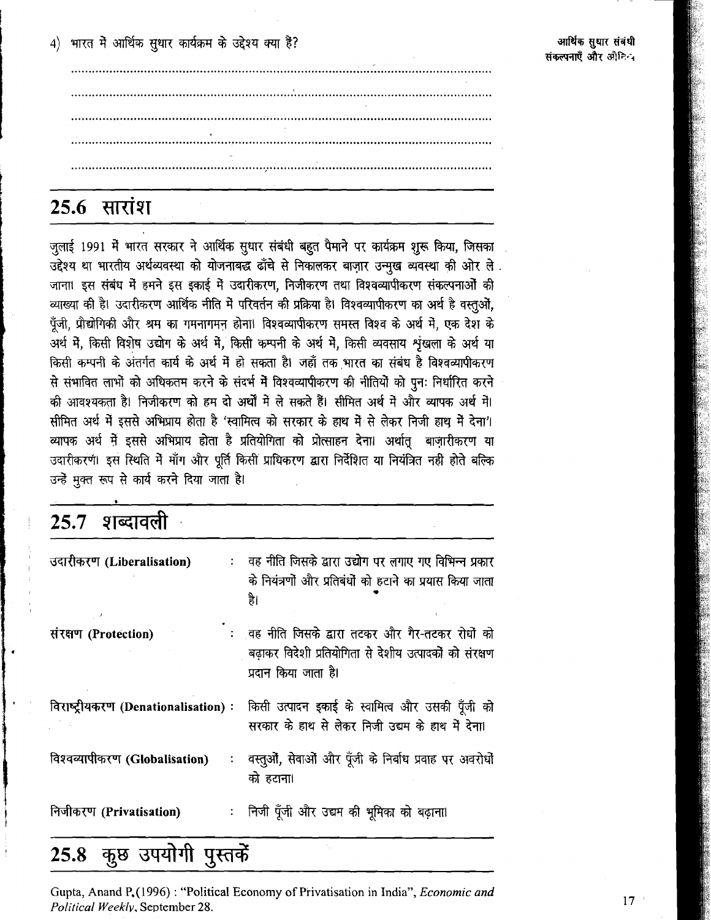4) भारत में आर्थिक सुधार कार्यक्रम के उद्देश्य क्या हैं?

.......................................................................................................................

.......................................................................................................................

.......................................................................................................................

.......................................................................................................................

.......................................................................................................................

## 25.6 सारांश

जुलाई 1991 में भारत सरकार ने आर्थिक सुधार संबंधी बहुत पैमाने पर कार्यक्रम शुरू किया, जिसका उद्देश्य था भारतीय अर्थव्यवस्था को योजनाबद्ध ढाँचे से निकालकर बाज़ार उन्मुख व्यवस्था की ओर ले जाना। इस संबंध में हमने इस इकाई में उदारीकरण, निजीकरण तथा विश्वव्यापीकरण संकल्पनाओं की व्याख्या की है। उदारीकरण आर्थिक नीति में परिवर्तन की प्रक्रिया है। विश्वव्यापीकरण का अर्थ है वस्तुओं, पूँजी, प्रौद्योगिकी और श्रम का गमनागमन होना। विश्वव्यापीकरण समस्त विश्व के अर्थ में, एक देश के अर्थ में, किसी विशेष उद्योग के अर्थ में, किसी कम्पनी के अर्थ में, किसी व्यवसाय शृंखला के अर्थ या किसी कम्पनी के अंतर्गत कार्य के अर्थ में हो सकता है। जहाँ तक भारत का संबंध है विश्वव्यापीकरण से संभावित लाभों को अधिकतम करने के संदर्भ में विश्वव्यापीकरण की नीतियों को पुनः निर्धारित करने की आवश्यकता है। निजीकरण को हम दो अर्थों में ले सकते हैं। सीमित अर्थ में और व्यापक अर्थ में। सीमित अर्थ में इससे अभिप्राय होता है 'स्वामित्व को सरकार के हाथ में से लेकर निजी हाथ में देना'। व्यापक अर्थ में इससे अभिप्राय होता है प्रतियोगिता को प्रोत्साहन देना। अर्थात् बाज़ारीकरण या उदारीकरण। इस स्थिति में माँग और पूर्ति किसी प्राधिकरण द्वारा निर्देशित या नियंत्रित नहीं होते बल्कि उन्हें मुक्त रूप से कार्य करने दिया जाता है।

## 25.7 शब्दावली

| | |
|---|---|
| उदारीकरण (Liberalisation) | : वह नीति जिसके द्वारा उद्योग पर लगाए गए विभिन्न प्रकार के नियंत्रणों और प्रतिबंधों को हटाने का प्रयास किया जाता है। |
| संरक्षण (Protection) | : वह नीति जिसके द्वारा तटकर और गैर-तटकर रोधों को बढ़ाकर विदेशी प्रतियोगिता से देशीय उत्पादकों को संरक्षण प्रदान किया जाता है। |
| विराष्ट्रीयकरण (Denationalisation) | : किसी उत्पादन इकाई के स्वामित्व और उसकी पूँजी को सरकार के हाथ से लेकर निजी उद्यम के हाथ में देना। |
| विश्वव्यापीकरण (Globalisation) | : वस्तुओं, सेवाओं और पूँजी के निर्बाध प्रवाह पर अवरोधों को हटाना। |
| निजीकरण (Privatisation) | : निजी पूँजी और उद्यम की भूमिका को बढ़ाना। |

## 25.8 कुछ उपयोगी पुस्तकें

Gupta, Anand P. (1996) : "Political Economy of Privatisation in India", *Economic and Political Weekly*, September 28.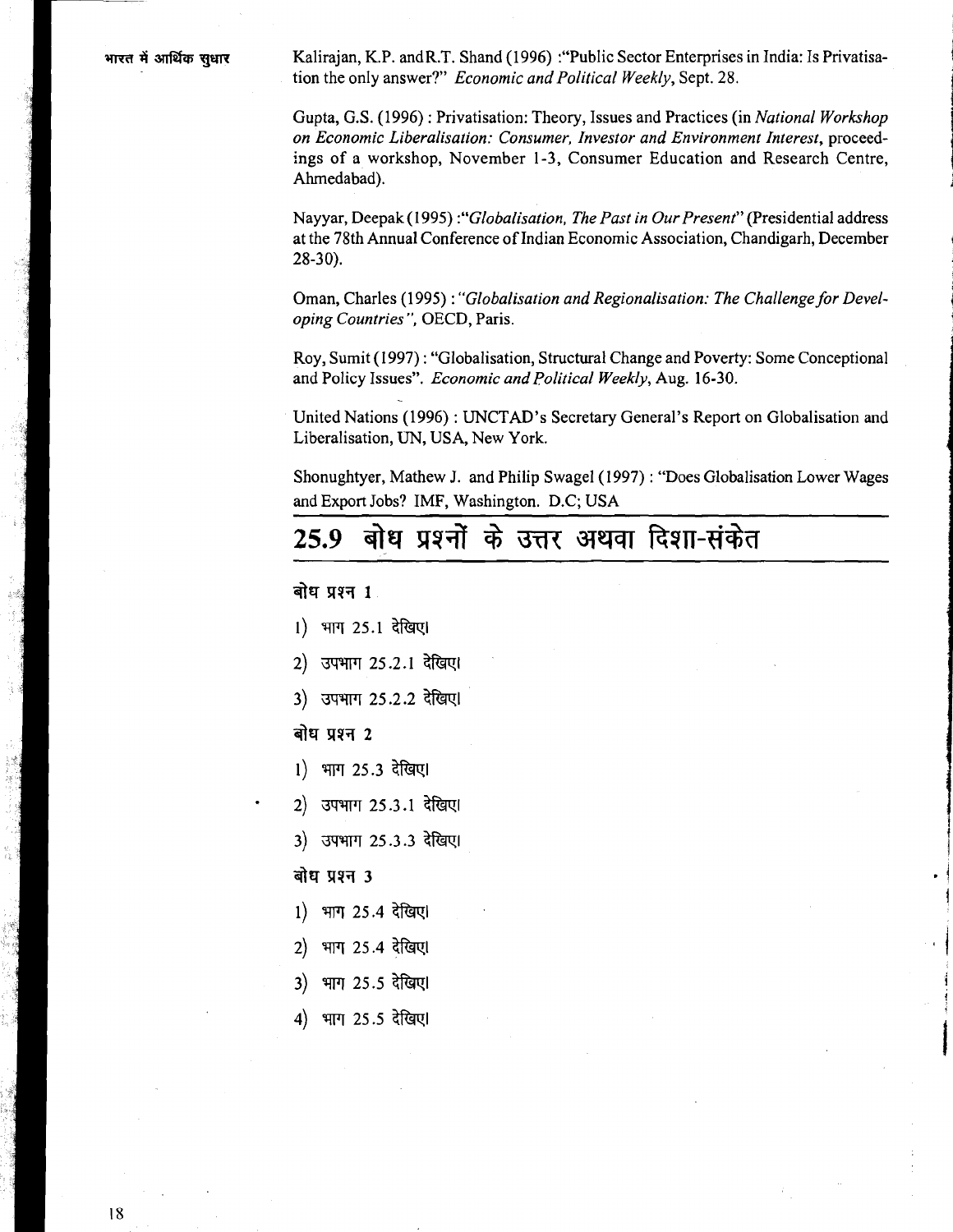Kalirajan, K.P. and R.T. Shand (1996) :"Public Sector Enterprises in India: Is Privatisation the only answer?" *Economic and Political Weekly*, Sept. 28.

Gupta, G.S. (1996) : Privatisation: Theory, Issues and Practices (in *National Workshop on Economic Liberalisation: Consumer, Investor and Environment Interest*, proceedings of a workshop, November 1-3, Consumer Education and Research Centre, Ahmedabad).

Nayyar, Deepak (1995) :"*Globalisation, The Past in Our Present*" (Presidential address at the 78th Annual Conference of Indian Economic Association, Chandigarh, December 28-30).

Oman, Charles (1995) : *"Globalisation and Regionalisation: The Challenge for Developing Countries"*, OECD, Paris.

Roy, Sumit (1997) : "Globalisation, Structural Change and Poverty: Some Conceptional and Policy Issues". *Economic and Political Weekly*, Aug. 16-30.

United Nations (1996) : UNCTAD's Secretary General's Report on Globalisation and Liberalisation, UN, USA, New York.

Shonughtyer, Mathew J. and Philip Swagel (1997) : "Does Globalisation Lower Wages and Export Jobs? IMF, Washington. D.C; USA

## 25.9 बोध प्रश्नों के उत्तर अथवा दिशा-संकेत

**बोध प्रश्न 1**

1) भाग 25.1 देखिए।
2) उपभाग 25.2.1 देखिए।
3) उपभाग 25.2.2 देखिए।

**बोध प्रश्न 2**

1) भाग 25.3 देखिए।
2) उपभाग 25.3.1 देखिए।
3) उपभाग 25.3.3 देखिए।

**बोध प्रश्न 3**

1) भाग 25.4 देखिए।
2) भाग 25.4 देखिए।
3) भाग 25.5 देखिए।
4) भाग 25.5 देखिए।